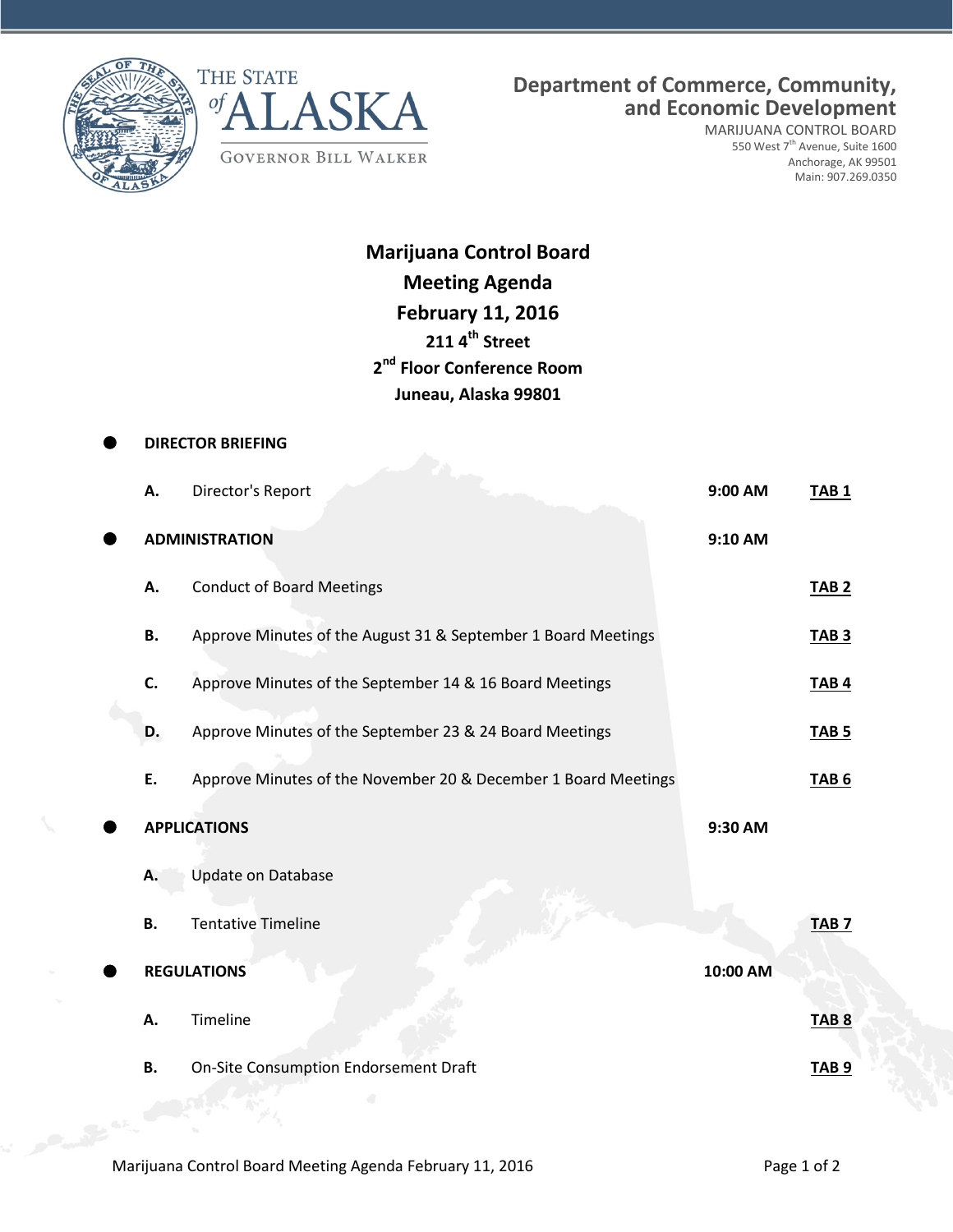**Department of Commerce, Community, and Economic Development**

MARIJUANA CONTROL BOARD
550 West 7th Avenue, Suite 1600
Anchorage, AK 99501
Main: 907.269.0350

THE STATE of ALASKA
GOVERNOR BILL WALKER

# Marijuana Control Board
## Meeting Agenda
## February 11, 2016

**211 4th Street**
**2nd Floor Conference Room**
**Juneau, Alaska 99801**

- **DIRECTOR BRIEFING**

| | | Time | Tab |
|---|---|---|---|
| **A.** | Director's Report | **9:00 AM** | **TAB 1** |

- **ADMINISTRATION** — **9:10 AM**

| | | Tab |
|---|---|---|
| **A.** | Conduct of Board Meetings | **TAB 2** |
| **B.** | Approve Minutes of the August 31 & September 1 Board Meetings | **TAB 3** |
| **C.** | Approve Minutes of the September 14 & 16 Board Meetings | **TAB 4** |
| **D.** | Approve Minutes of the September 23 & 24 Board Meetings | **TAB 5** |
| **E.** | Approve Minutes of the November 20 & December 1 Board Meetings | **TAB 6** |

- **APPLICATIONS** — **9:30 AM**

| | | Tab |
|---|---|---|
| **A.** | Update on Database | |
| **B.** | Tentative Timeline | **TAB 7** |

- **REGULATIONS** — **10:00 AM**

| | | Tab |
|---|---|---|
| **A.** | Timeline | **TAB 8** |
| **B.** | On-Site Consumption Endorsement Draft | **TAB 9** |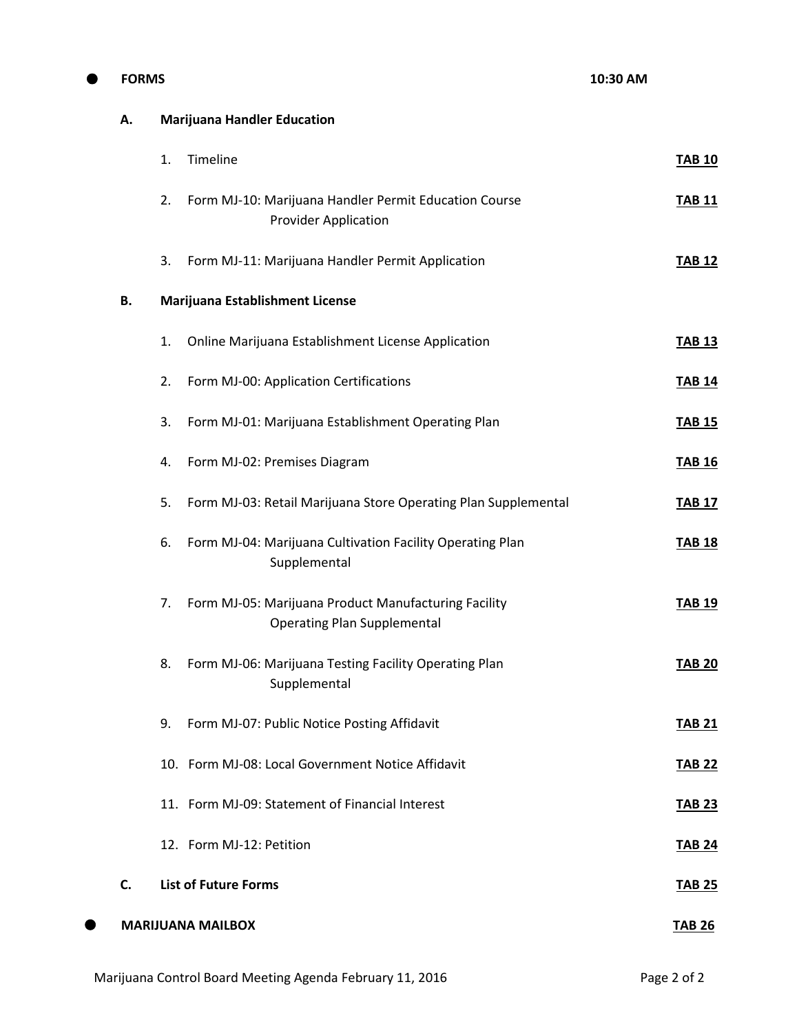- **FORMS** **10:30 AM**

**A. Marijuana Handler Education**

1. Timeline **TAB 10**
2. Form MJ-10: Marijuana Handler Permit Education Course Provider Application **TAB 11**
3. Form MJ-11: Marijuana Handler Permit Application **TAB 12**

**B. Marijuana Establishment License**

1. Online Marijuana Establishment License Application **TAB 13**
2. Form MJ-00: Application Certifications **TAB 14**
3. Form MJ-01: Marijuana Establishment Operating Plan **TAB 15**
4. Form MJ-02: Premises Diagram **TAB 16**
5. Form MJ-03: Retail Marijuana Store Operating Plan Supplemental **TAB 17**
6. Form MJ-04: Marijuana Cultivation Facility Operating Plan Supplemental **TAB 18**
7. Form MJ-05: Marijuana Product Manufacturing Facility Operating Plan Supplemental **TAB 19**
8. Form MJ-06: Marijuana Testing Facility Operating Plan Supplemental **TAB 20**
9. Form MJ-07: Public Notice Posting Affidavit **TAB 21**
10. Form MJ-08: Local Government Notice Affidavit **TAB 22**
11. Form MJ-09: Statement of Financial Interest **TAB 23**
12. Form MJ-12: Petition **TAB 24**

**C. List of Future Forms** **TAB 25**

- **MARIJUANA MAILBOX** **TAB 26**